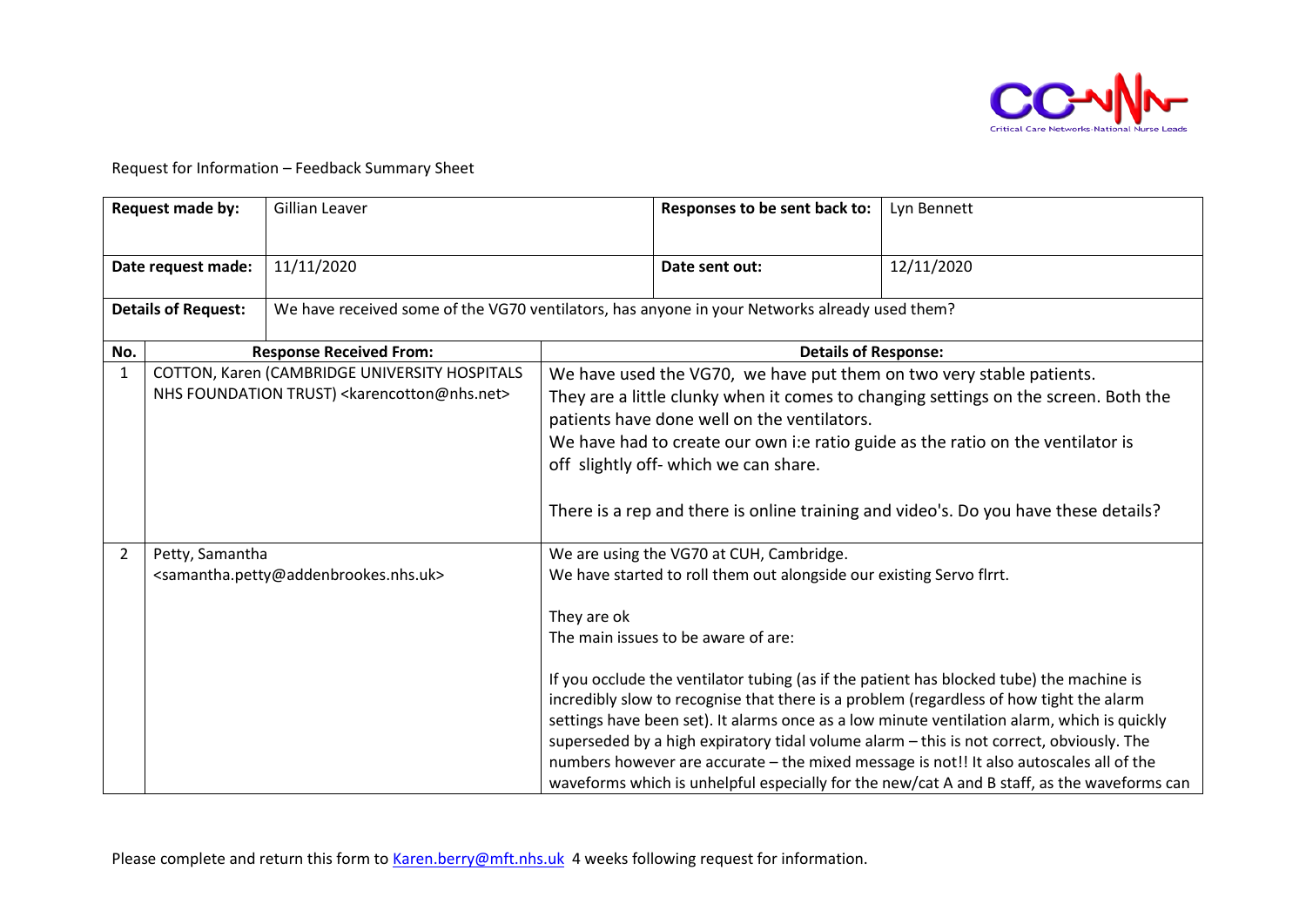Request for Information – Feedback Summary Sheet

| Request made by: | Gillian Leaver | Responses to be sent back to: | Lyn Bennett |
|---|---|---|---|
| Date request made: | 11/11/2020 | Date sent out: | 12/11/2020 |
| Details of Request: | We have received some of the VG70 ventilators, has anyone in your Networks already used them? | | |

| No. | Response Received From: | Details of Response: |
|---|---|---|
| 1 | COTTON, Karen (CAMBRIDGE UNIVERSITY HOSPITALS NHS FOUNDATION TRUST) <karencotton@nhs.net> | We have used the VG70, we have put them on two very stable patients.<br>They are a little clunky when it comes to changing settings on the screen. Both the patients have done well on the ventilators.<br>We have had to create our own i:e ratio guide as the ratio on the ventilator is off slightly off- which we can share.<br><br>There is a rep and there is online training and video's. Do you have these details? |
| 2 | Petty, Samantha <samantha.petty@addenbrookes.nhs.uk> | We are using the VG70 at CUH, Cambridge.<br>We have started to roll them out alongside our existing Servo flrrt.<br><br>They are ok<br>The main issues to be aware of are:<br><br>If you occlude the ventilator tubing (as if the patient has blocked tube) the machine is incredibly slow to recognise that there is a problem (regardless of how tight the alarm settings have been set). It alarms once as a low minute ventilation alarm, which is quickly superseded by a high expiratory tidal volume alarm – this is not correct, obviously. The numbers however are accurate – the mixed message is not!! It also autoscales all of the waveforms which is unhelpful especially for the new/cat A and B staff, as the waveforms can |

Please complete and return this form to Karen.berry@mft.nhs.uk 4 weeks following request for information.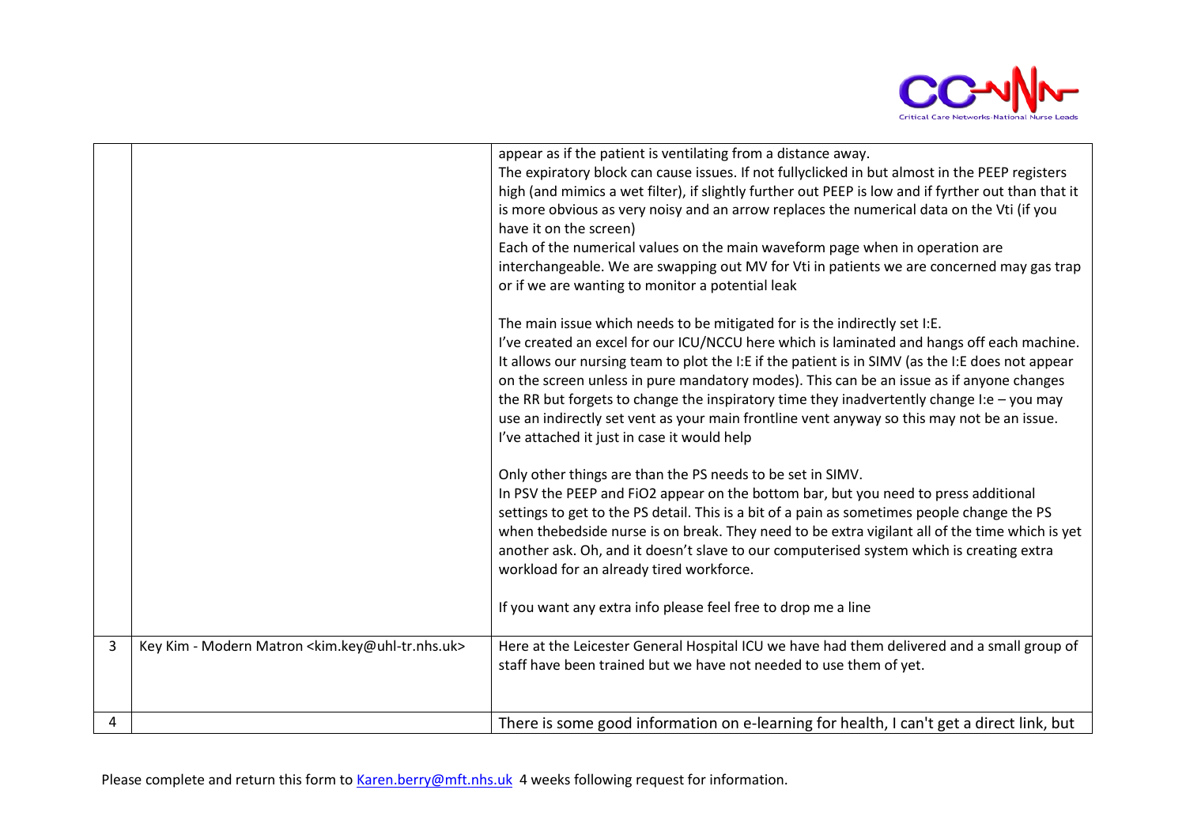| | | |
|---|---|---|
| | | appear as if the patient is ventilating from a distance away.<br>The expiratory block can cause issues. If not fullyclicked in but almost in the PEEP registers high (and mimics a wet filter), if slightly further out PEEP is low and if fyrther out than that it is more obvious as very noisy and an arrow replaces the numerical data on the Vti (if you have it on the screen)<br>Each of the numerical values on the main waveform page when in operation are interchangeable. We are swapping out MV for Vti in patients we are concerned may gas trap or if we are wanting to monitor a potential leak<br><br>The main issue which needs to be mitigated for is the indirectly set I:E.<br>I've created an excel for our ICU/NCCU here which is laminated and hangs off each machine. It allows our nursing team to plot the I:E if the patient is in SIMV (as the I:E does not appear on the screen unless in pure mandatory modes). This can be an issue as if anyone changes the RR but forgets to change the inspiratory time they inadvertently change I:e – you may use an indirectly set vent as your main frontline vent anyway so this may not be an issue. I've attached it just in case it would help<br><br>Only other things are than the PS needs to be set in SIMV.<br>In PSV the PEEP and FiO2 appear on the bottom bar, but you need to press additional settings to get to the PS detail. This is a bit of a pain as sometimes people change the PS when thebedside nurse is on break. They need to be extra vigilant all of the time which is yet another ask. Oh, and it doesn't slave to our computerised system which is creating extra workload for an already tired workforce.<br><br>If you want any extra info please feel free to drop me a line |
| 3 | Key Kim - Modern Matron <kim.key@uhl-tr.nhs.uk> | Here at the Leicester General Hospital ICU we have had them delivered and a small group of staff have been trained but we have not needed to use them of yet. |
| 4 | | There is some good information on e-learning for health, I can't get a direct link, but |

Please complete and return this form to Karen.berry@mft.nhs.uk 4 weeks following request for information.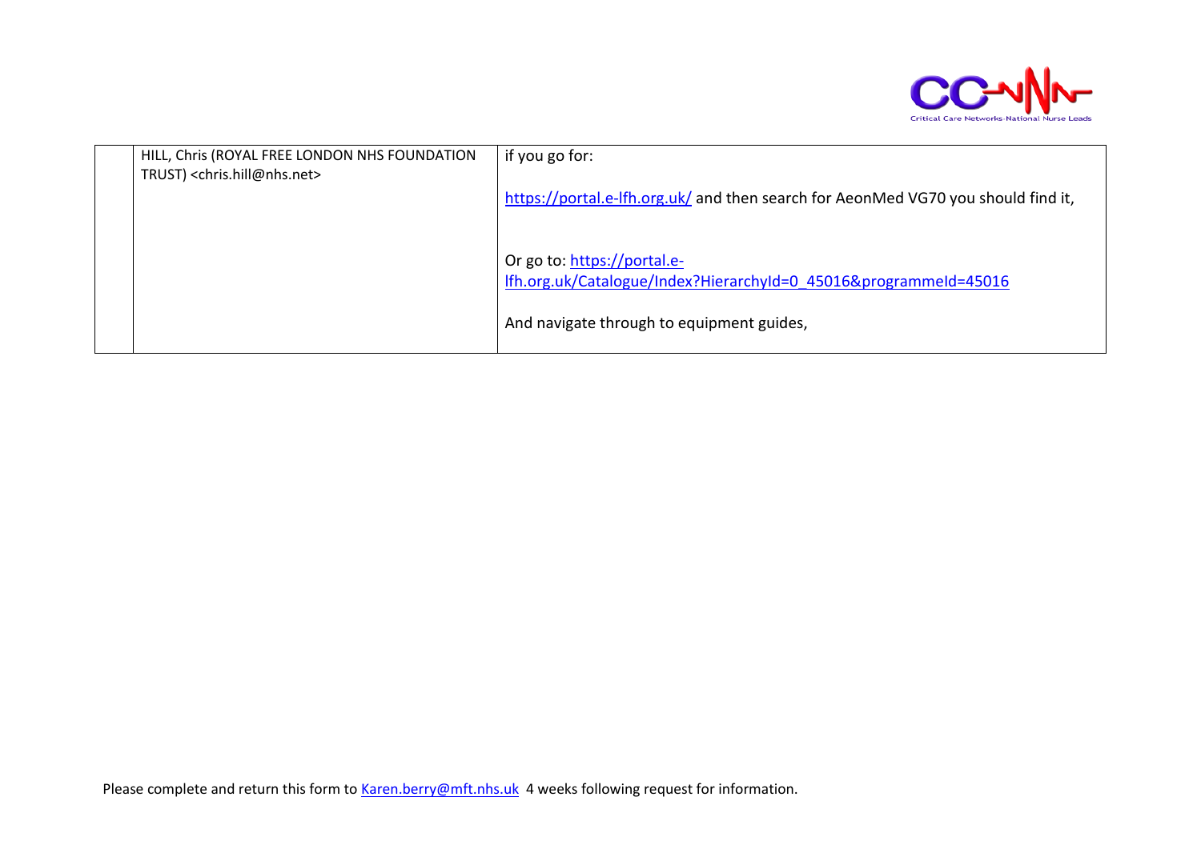| | | |
|---|---|---|
| | HILL, Chris (ROYAL FREE LONDON NHS FOUNDATION TRUST) <chris.hill@nhs.net> | if you go for:<br><br>https://portal.e-lfh.org.uk/ and then search for AeonMed VG70 you should find it,<br><br>Or go to: https://portal.e-lfh.org.uk/Catalogue/Index?HierarchyId=0_45016&programmeId=45016<br><br>And navigate through to equipment guides, |

Please complete and return this form to Karen.berry@mft.nhs.uk 4 weeks following request for information.